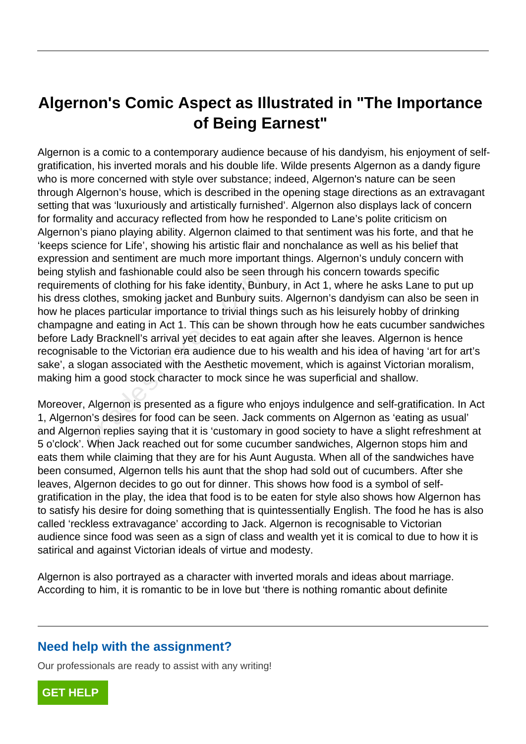# Algernon's Comic Aspect as Illustrated in "The Importance of Being Earnest"

Algernon is a comic to a contemporary audience because of his dandyism, his enjoyment of self-gratification, his inverted morals and his double life. Wilde presents Algernon as a dandy figure who is more concerned with style over substance; indeed, Algernon's nature can be seen through Algernon's house, which is described in the opening stage directions as an extravagant setting that was 'luxuriously and artistically furnished'. Algernon also displays lack of concern for formality and accuracy reflected from how he responded to Lane's polite criticism on Algernon's piano playing ability. Algernon claimed to that sentiment was his forte, and that he 'keeps science for Life', showing his artistic flair and nonchalance as well as his belief that expression and sentiment are much more important things. Algernon's unduly concern with being stylish and fashionable could also be seen through his concern towards specific requirements of clothing for his fake identity, Bunbury, in Act 1, where he asks Lane to put up his dress clothes, smoking jacket and Bunbury suits. Algernon's dandyism can also be seen in how he places particular importance to trivial things such as his leisurely hobby of drinking champagne and eating in Act 1. This can be shown through how he eats cucumber sandwiches before Lady Bracknell's arrival yet decides to eat again after she leaves. Algernon is hence recognisable to the Victorian era audience due to his wealth and his idea of having 'art for art's sake', a slogan associated with the Aesthetic movement, which is against Victorian moralism, making him a good stock character to mock since he was superficial and shallow.

Moreover, Algernon is presented as a figure who enjoys indulgence and self-gratification. In Act 1, Algernon's desires for food can be seen. Jack comments on Algernon as 'eating as usual' and Algernon replies saying that it is 'customary in good society to have a slight refreshment at 5 o'clock'. When Jack reached out for some cucumber sandwiches, Algernon stops him and eats them while claiming that they are for his Aunt Augusta. When all of the sandwiches have been consumed, Algernon tells his aunt that the shop had sold out of cucumbers. After she leaves, Algernon decides to go out for dinner. This shows how food is a symbol of self-gratification in the play, the idea that food is to be eaten for style also shows how Algernon has to satisfy his desire for doing something that is quintessentially English. The food he has is also called 'reckless extravagance' according to Jack. Algernon is recognisable to Victorian audience since food was seen as a sign of class and wealth yet it is comical to due to how it is satirical and against Victorian ideals of virtue and modesty.

Algernon is also portrayed as a character with inverted morals and ideas about marriage. According to him, it is romantic to be in love but 'there is nothing romantic about definite

## Need help with the assignment?

Our professionals are ready to assist with any writing!

GET HELP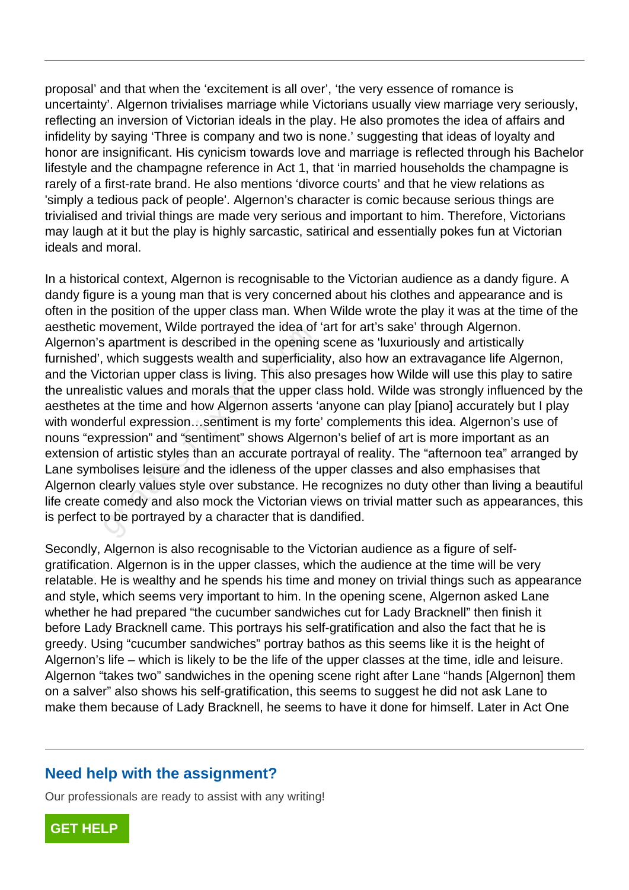proposal' and that when the 'excitement is all over', 'the very essence of romance is uncertainty'. Algernon trivialises marriage while Victorians usually view marriage very seriously, reflecting an inversion of Victorian ideals in the play. He also promotes the idea of affairs and infidelity by saying 'Three is company and two is none.' suggesting that ideas of loyalty and honor are insignificant. His cynicism towards love and marriage is reflected through his Bachelor lifestyle and the champagne reference in Act 1, that 'in married households the champagne is rarely of a first-rate brand. He also mentions 'divorce courts' and that he view relations as 'simply a tedious pack of people'. Algernon's character is comic because serious things are trivialised and trivial things are made very serious and important to him. Therefore, Victorians may laugh at it but the play is highly sarcastic, satirical and essentially pokes fun at Victorian ideals and moral.

In a historical context, Algernon is recognisable to the Victorian audience as a dandy figure. A dandy figure is a young man that is very concerned about his clothes and appearance and is often in the position of the upper class man. When Wilde wrote the play it was at the time of the aesthetic movement, Wilde portrayed the idea of 'art for art's sake' through Algernon. Algernon's apartment is described in the opening scene as 'luxuriously and artistically furnished', which suggests wealth and superficiality, also how an extravagance life Algernon, and the Victorian upper class is living. This also presages how Wilde will use this play to satire the unrealistic values and morals that the upper class hold. Wilde was strongly influenced by the aesthetes at the time and how Algernon asserts 'anyone can play [piano] accurately but I play with wonderful expression…sentiment is my forte' complements this idea. Algernon's use of nouns "expression" and "sentiment" shows Algernon's belief of art is more important as an extension of artistic styles than an accurate portrayal of reality. The "afternoon tea" arranged by Lane symbolises leisure and the idleness of the upper classes and also emphasises that Algernon clearly values style over substance. He recognizes no duty other than living a beautiful life create comedy and also mock the Victorian views on trivial matter such as appearances, this is perfect to be portrayed by a character that is dandified.

Secondly, Algernon is also recognisable to the Victorian audience as a figure of self-gratification. Algernon is in the upper classes, which the audience at the time will be very relatable. He is wealthy and he spends his time and money on trivial things such as appearance and style, which seems very important to him. In the opening scene, Algernon asked Lane whether he had prepared "the cucumber sandwiches cut for Lady Bracknell" then finish it before Lady Bracknell came. This portrays his self-gratification and also the fact that he is greedy. Using "cucumber sandwiches" portray bathos as this seems like it is the height of Algernon's life – which is likely to be the life of the upper classes at the time, idle and leisure. Algernon "takes two" sandwiches in the opening scene right after Lane "hands [Algernon] them on a salver" also shows his self-gratification, this seems to suggest he did not ask Lane to make them because of Lady Bracknell, he seems to have it done for himself. Later in Act One

## Need help with the assignment?

Our professionals are ready to assist with any writing!

GET HELP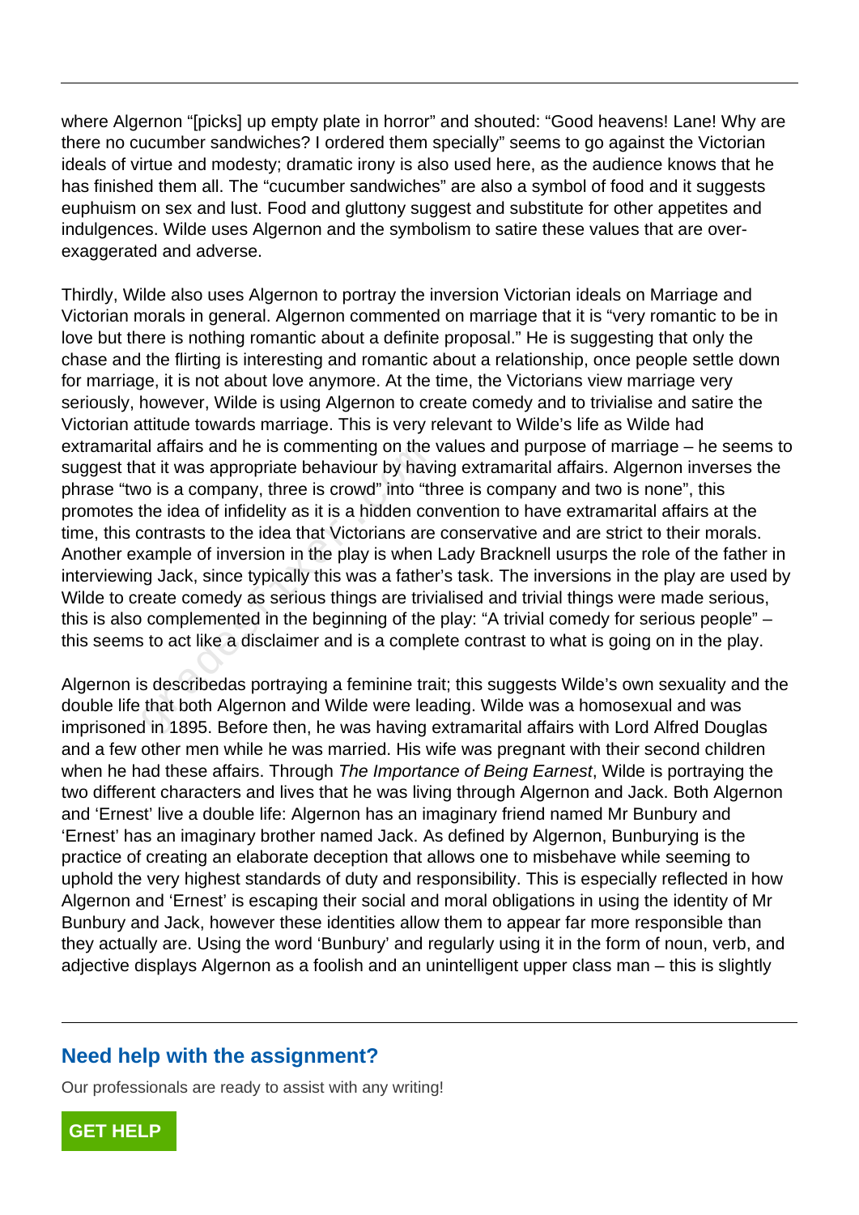where Algernon "[picks] up empty plate in horror" and shouted: "Good heavens! Lane! Why are there no cucumber sandwiches? I ordered them specially" seems to go against the Victorian ideals of virtue and modesty; dramatic irony is also used here, as the audience knows that he has finished them all. The "cucumber sandwiches" are also a symbol of food and it suggests euphuism on sex and lust. Food and gluttony suggest and substitute for other appetites and indulgences. Wilde uses Algernon and the symbolism to satire these values that are over-exaggerated and adverse.

Thirdly, Wilde also uses Algernon to portray the inversion Victorian ideals on Marriage and Victorian morals in general. Algernon commented on marriage that it is "very romantic to be in love but there is nothing romantic about a definite proposal." He is suggesting that only the chase and the flirting is interesting and romantic about a relationship, once people settle down for marriage, it is not about love anymore. At the time, the Victorians view marriage very seriously, however, Wilde is using Algernon to create comedy and to trivialise and satire the Victorian attitude towards marriage. This is very relevant to Wilde's life as Wilde had extramarital affairs and he is commenting on the values and purpose of marriage – he seems to suggest that it was appropriate behaviour by having extramarital affairs. Algernon inverses the phrase "two is a company, three is crowd" into "three is company and two is none", this promotes the idea of infidelity as it is a hidden convention to have extramarital affairs at the time, this contrasts to the idea that Victorians are conservative and are strict to their morals. Another example of inversion in the play is when Lady Bracknell usurps the role of the father in interviewing Jack, since typically this was a father's task. The inversions in the play are used by Wilde to create comedy as serious things are trivialised and trivial things were made serious, this is also complemented in the beginning of the play: "A trivial comedy for serious people" – this seems to act like a disclaimer and is a complete contrast to what is going on in the play.

Algernon is describedas portraying a feminine trait; this suggests Wilde's own sexuality and the double life that both Algernon and Wilde were leading. Wilde was a homosexual and was imprisoned in 1895. Before then, he was having extramarital affairs with Lord Alfred Douglas and a few other men while he was married. His wife was pregnant with their second children when he had these affairs. Through *The Importance of Being Earnest*, Wilde is portraying the two different characters and lives that he was living through Algernon and Jack. Both Algernon and 'Ernest' live a double life: Algernon has an imaginary friend named Mr Bunbury and 'Ernest' has an imaginary brother named Jack. As defined by Algernon, Bunburying is the practice of creating an elaborate deception that allows one to misbehave while seeming to uphold the very highest standards of duty and responsibility. This is especially reflected in how Algernon and 'Ernest' is escaping their social and moral obligations in using the identity of Mr Bunbury and Jack, however these identities allow them to appear far more responsible than they actually are. Using the word 'Bunbury' and regularly using it in the form of noun, verb, and adjective displays Algernon as a foolish and an unintelligent upper class man – this is slightly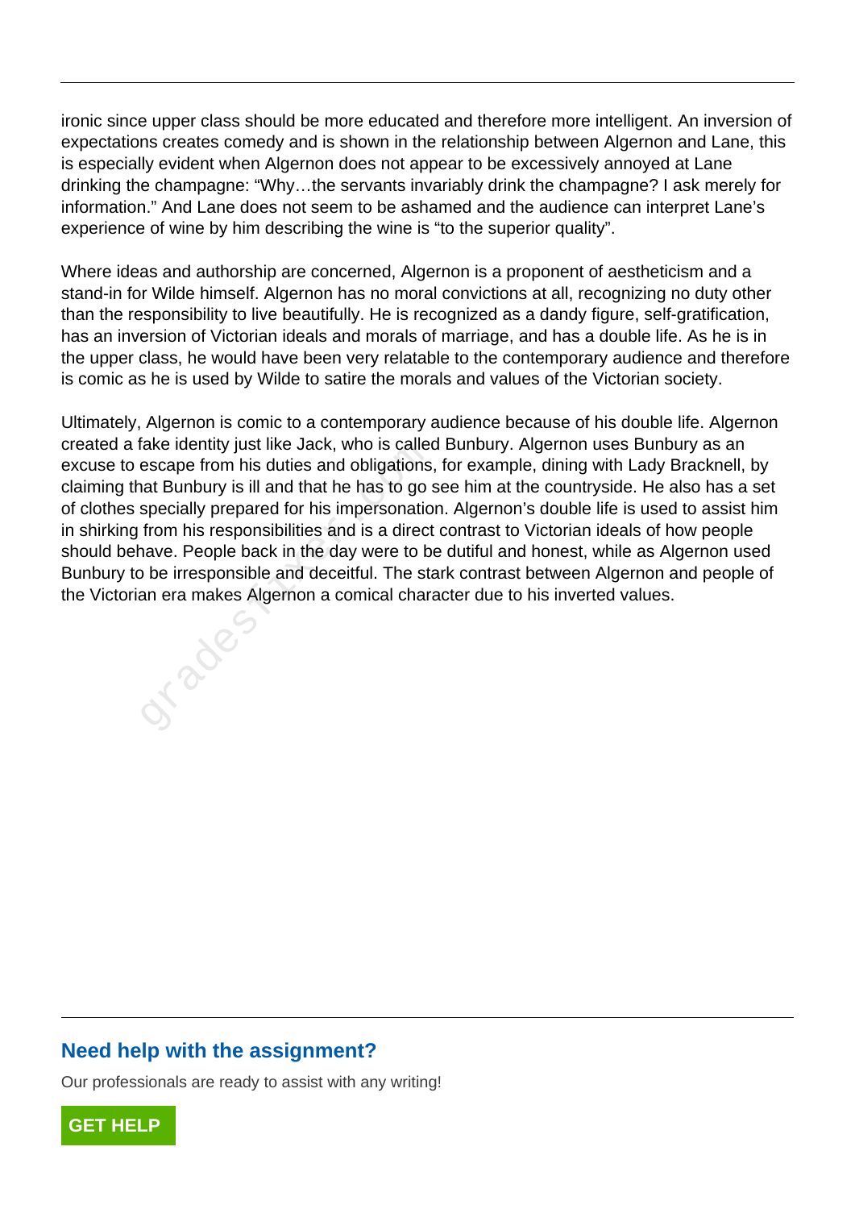ironic since upper class should be more educated and therefore more intelligent. An inversion of expectations creates comedy and is shown in the relationship between Algernon and Lane, this is especially evident when Algernon does not appear to be excessively annoyed at Lane drinking the champagne: "Why…the servants invariably drink the champagne? I ask merely for information." And Lane does not seem to be ashamed and the audience can interpret Lane's experience of wine by him describing the wine is "to the superior quality".

Where ideas and authorship are concerned, Algernon is a proponent of aestheticism and a stand-in for Wilde himself. Algernon has no moral convictions at all, recognizing no duty other than the responsibility to live beautifully. He is recognized as a dandy figure, self-gratification, has an inversion of Victorian ideals and morals of marriage, and has a double life. As he is in the upper class, he would have been very relatable to the contemporary audience and therefore is comic as he is used by Wilde to satire the morals and values of the Victorian society.

Ultimately, Algernon is comic to a contemporary audience because of his double life. Algernon created a fake identity just like Jack, who is called Bunbury. Algernon uses Bunbury as an excuse to escape from his duties and obligations, for example, dining with Lady Bracknell, by claiming that Bunbury is ill and that he has to go see him at the countryside. He also has a set of clothes specially prepared for his impersonation. Algernon's double life is used to assist him in shirking from his responsibilities and is a direct contrast to Victorian ideals of how people should behave. People back in the day were to be dutiful and honest, while as Algernon used Bunbury to be irresponsible and deceitful. The stark contrast between Algernon and people of the Victorian era makes Algernon a comical character due to his inverted values.